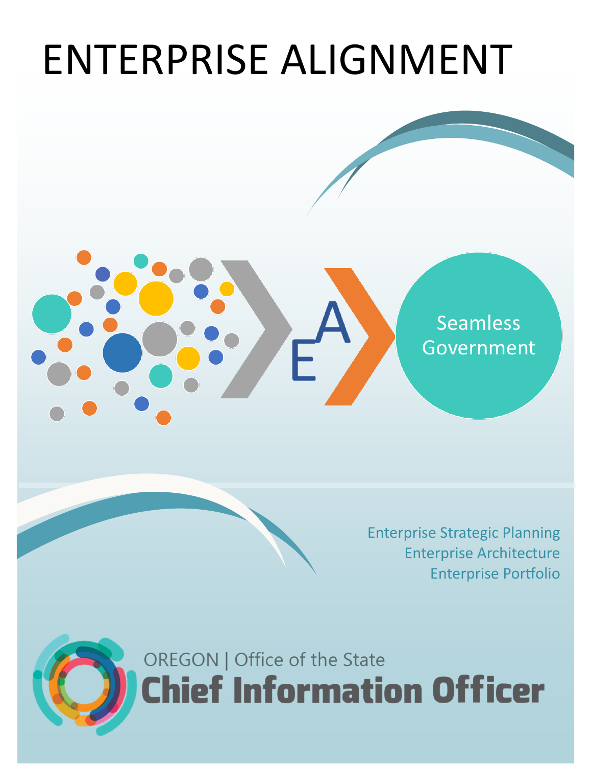# ENTERPRISE ALIGNMENT

E A

Seamless Government

Enterprise Strategic Planning
Enterprise Architecture
Enterprise Portfolio

OREGON | Office of the State
**Chief Information Officer**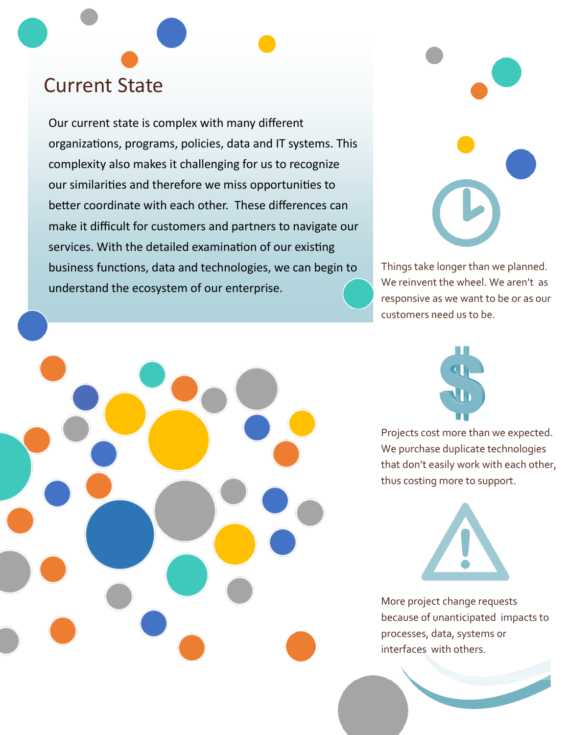# Current State

Our current state is complex with many different organizations, programs, policies, data and IT systems. This complexity also makes it challenging for us to recognize our similarities and therefore we miss opportunities to better coordinate with each other. These differences can make it difficult for customers and partners to navigate our services. With the detailed examination of our existing business functions, data and technologies, we can begin to understand the ecosystem of our enterprise.

Things take longer than we planned. We reinvent the wheel. We aren't as responsive as we want to be or as our customers need us to be.

Projects cost more than we expected. We purchase duplicate technologies that don't easily work with each other, thus costing more to support.

More project change requests because of unanticipated impacts to processes, data, systems or interfaces with others.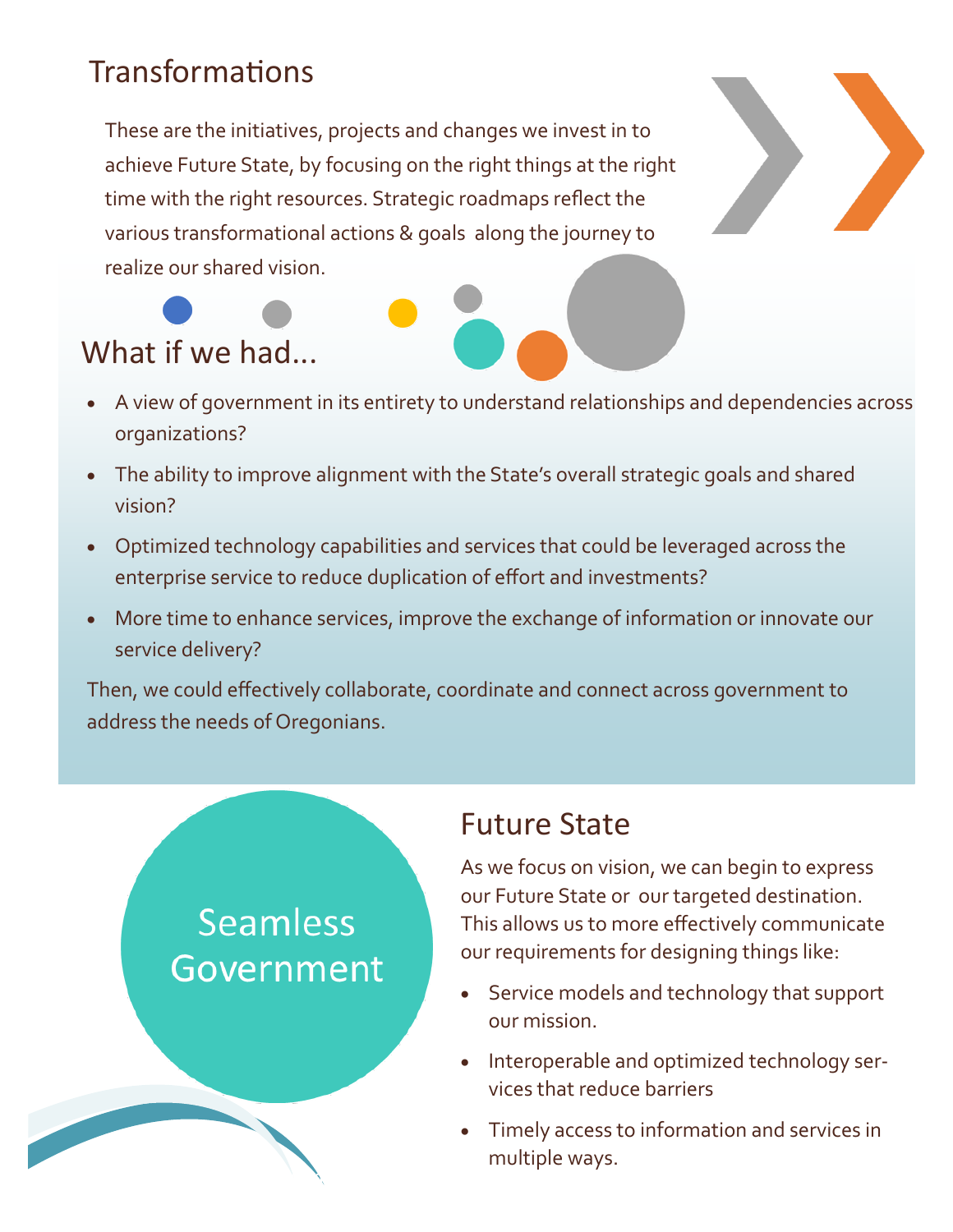## Transformations

These are the initiatives, projects and changes we invest in to achieve Future State, by focusing on the right things at the right time with the right resources. Strategic roadmaps reflect the various transformational actions & goals along the journey to realize our shared vision.

## What if we had...

- A view of government in its entirety to understand relationships and dependencies across organizations?
- The ability to improve alignment with the State's overall strategic goals and shared vision?
- Optimized technology capabilities and services that could be leveraged across the enterprise service to reduce duplication of effort and investments?
- More time to enhance services, improve the exchange of information or innovate our service delivery?

Then, we could effectively collaborate, coordinate and connect across government to address the needs of Oregonians.

Seamless Government

## Future State

As we focus on vision, we can begin to express our Future State or our targeted destination. This allows us to more effectively communicate our requirements for designing things like:

- Service models and technology that support our mission.
- Interoperable and optimized technology services that reduce barriers
- Timely access to information and services in multiple ways.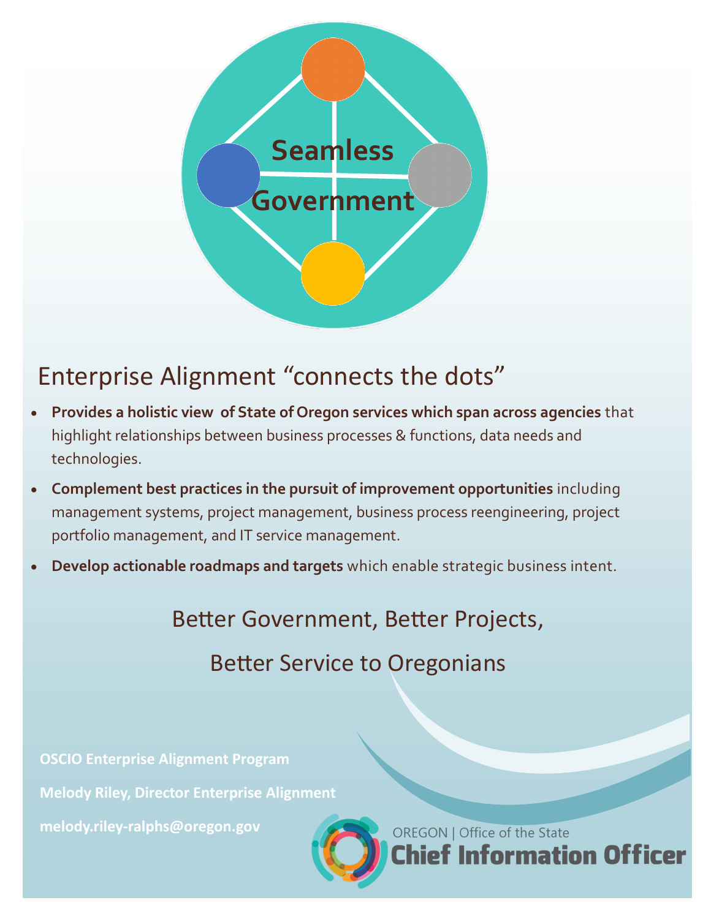Seamless

Government

## Enterprise Alignment “connects the dots”

- **Provides a holistic view of State of Oregon services which span across agencies** that highlight relationships between business processes & functions, data needs and technologies.
- **Complement best practices in the pursuit of improvement opportunities** including management systems, project management, business process reengineering, project portfolio management, and IT service management.
- **Develop actionable roadmaps and targets** which enable strategic business intent.

Better Government, Better Projects,

Better Service to Oregonians

**OSCIO Enterprise Alignment Program**

**Melody Riley, Director Enterprise Alignment**

**melody.riley-ralphs@oregon.gov**

OREGON | Office of the State

**Chief Information Officer**